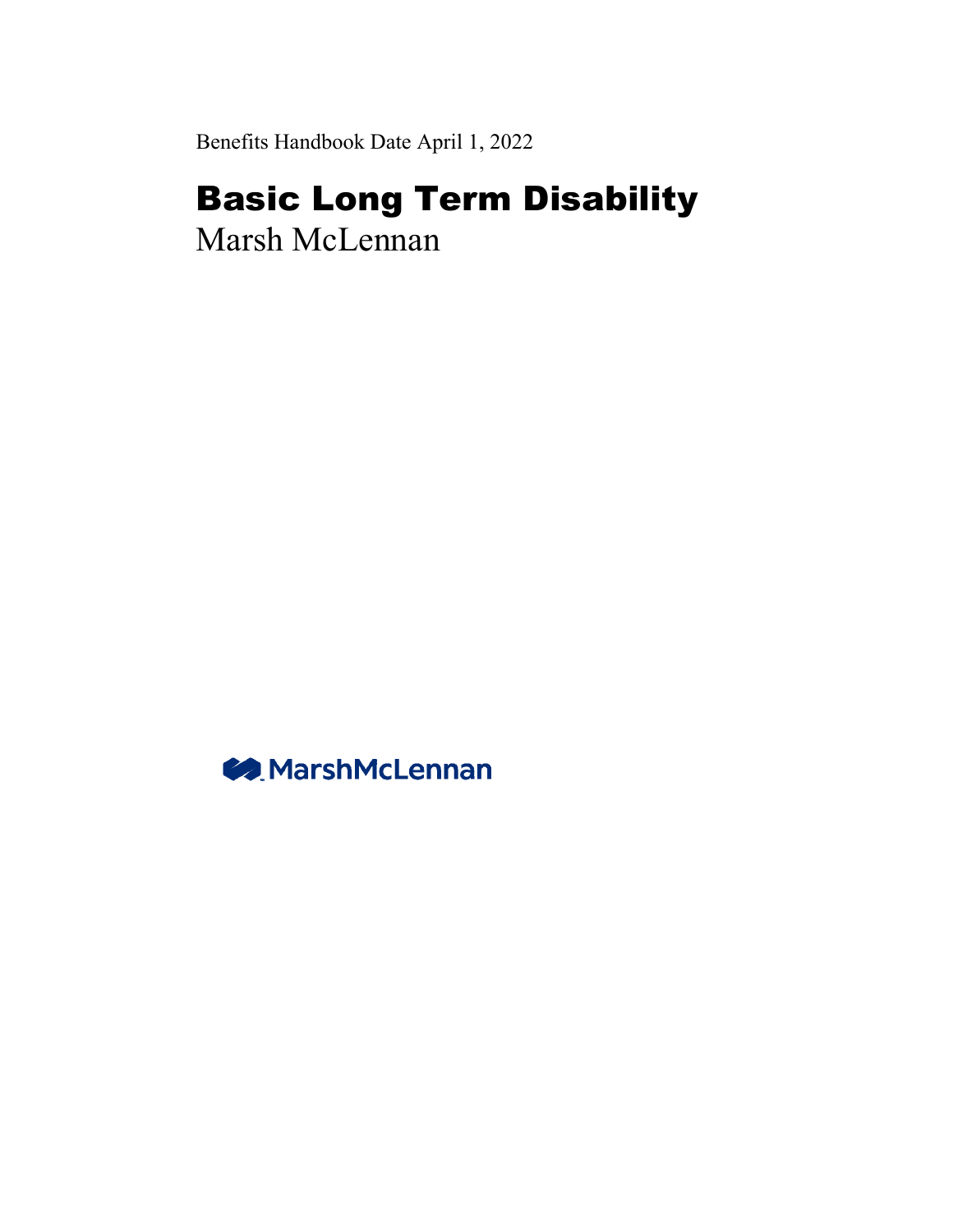Benefits Handbook Date April 1, 2022

# Basic Long Term Disability

Marsh McLennan

MarshMcLennan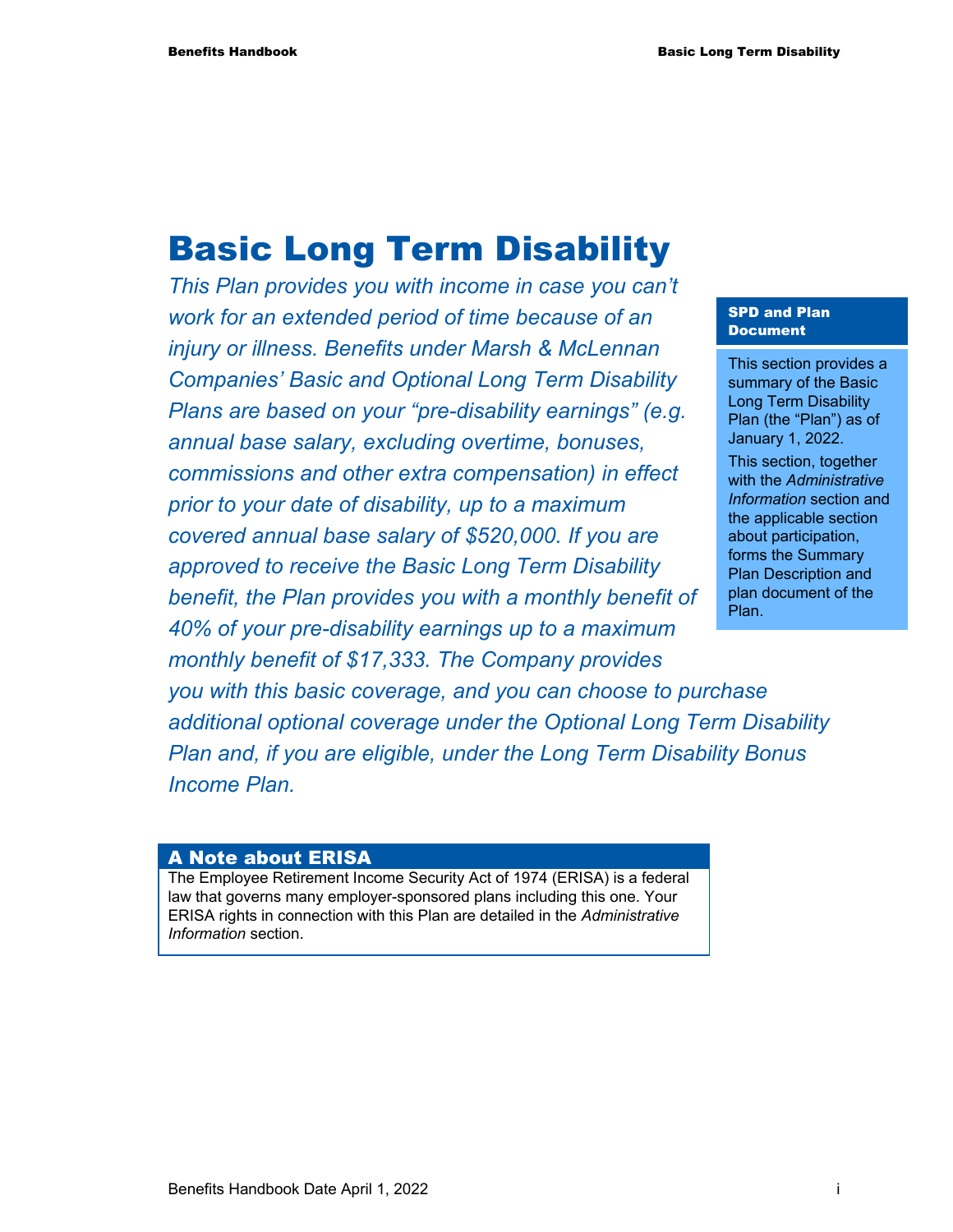# Basic Long Term Disability

*This Plan provides you with income in case you can't work for an extended period of time because of an injury or illness. Benefits under Marsh & McLennan Companies' Basic and Optional Long Term Disability Plans are based on your "pre-disability earnings" (e.g. annual base salary, excluding overtime, bonuses, commissions and other extra compensation) in effect prior to your date of disability, up to a maximum covered annual base salary of $520,000. If you are approved to receive the Basic Long Term Disability benefit, the Plan provides you with a monthly benefit of 40% of your pre-disability earnings up to a maximum monthly benefit of $17,333. The Company provides you with this basic coverage, and you can choose to purchase additional optional coverage under the Optional Long Term Disability Plan and, if you are eligible, under the Long Term Disability Bonus Income Plan.*

**SPD and Plan Document**

This section provides a summary of the Basic Long Term Disability Plan (the "Plan") as of January 1, 2022.

This section, together with the *Administrative Information* section and the applicable section about participation, forms the Summary Plan Description and plan document of the Plan.

## A Note about ERISA

The Employee Retirement Income Security Act of 1974 (ERISA) is a federal law that governs many employer-sponsored plans including this one. Your ERISA rights in connection with this Plan are detailed in the *Administrative Information* section.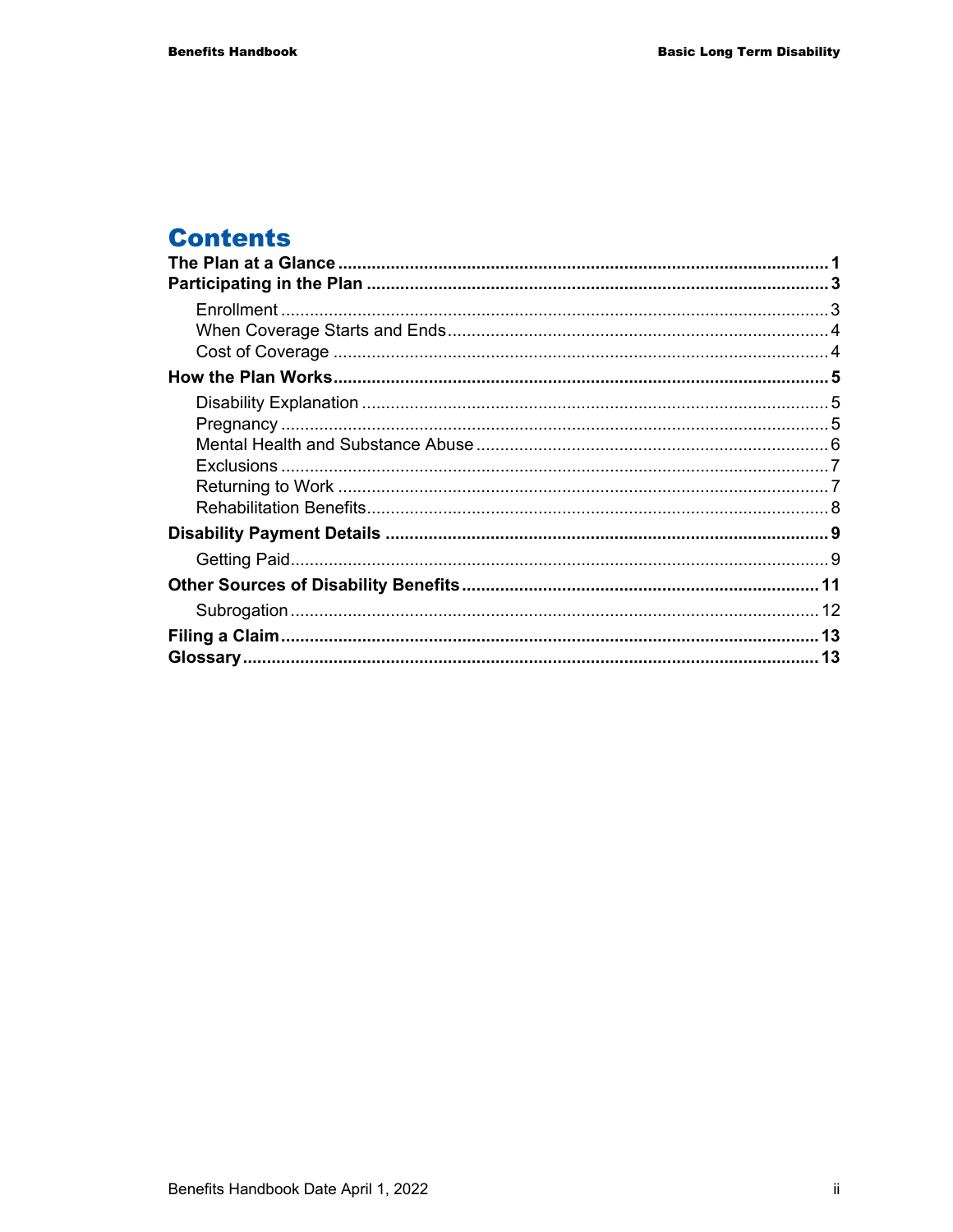# Contents

**The Plan at a Glance** ..... **1**

**Participating in the Plan** ..... **3**

- Enrollment ..... 3
- When Coverage Starts and Ends ..... 4
- Cost of Coverage ..... 4

**How the Plan Works** ..... **5**

- Disability Explanation ..... 5
- Pregnancy ..... 5
- Mental Health and Substance Abuse ..... 6
- Exclusions ..... 7
- Returning to Work ..... 7
- Rehabilitation Benefits ..... 8

**Disability Payment Details** ..... **9**

- Getting Paid ..... 9

**Other Sources of Disability Benefits** ..... **11**

- Subrogation ..... 12

**Filing a Claim** ..... **13**

**Glossary** ..... **13**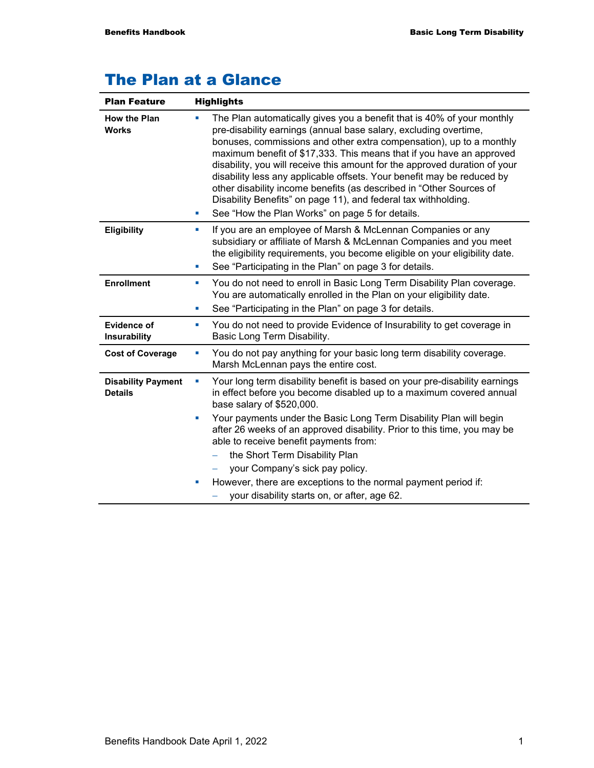# The Plan at a Glance

| Plan Feature | Highlights |
|---|---|
| **How the Plan Works** | ▪ The Plan automatically gives you a benefit that is 40% of your monthly pre-disability earnings (annual base salary, excluding overtime, bonuses, commissions and other extra compensation), up to a monthly maximum benefit of $17,333. This means that if you have an approved disability, you will receive this amount for the approved duration of your disability less any applicable offsets. Your benefit may be reduced by other disability income benefits (as described in "Other Sources of Disability Benefits" on page 11), and federal tax withholding.<br>▪ See "How the Plan Works" on page 5 for details. |
| **Eligibility** | ▪ If you are an employee of Marsh & McLennan Companies or any subsidiary or affiliate of Marsh & McLennan Companies and you meet the eligibility requirements, you become eligible on your eligibility date.<br>▪ See "Participating in the Plan" on page 3 for details. |
| **Enrollment** | ▪ You do not need to enroll in Basic Long Term Disability Plan coverage. You are automatically enrolled in the Plan on your eligibility date.<br>▪ See "Participating in the Plan" on page 3 for details. |
| **Evidence of Insurability** | ▪ You do not need to provide Evidence of Insurability to get coverage in Basic Long Term Disability. |
| **Cost of Coverage** | ▪ You do not pay anything for your basic long term disability coverage. Marsh McLennan pays the entire cost. |
| **Disability Payment Details** | ▪ Your long term disability benefit is based on your pre-disability earnings in effect before you become disabled up to a maximum covered annual base salary of $520,000.<br>▪ Your payments under the Basic Long Term Disability Plan will begin after 26 weeks of an approved disability. Prior to this time, you may be able to receive benefit payments from:<br>– the Short Term Disability Plan<br>– your Company's sick pay policy.<br>▪ However, there are exceptions to the normal payment period if:<br>– your disability starts on, or after, age 62. |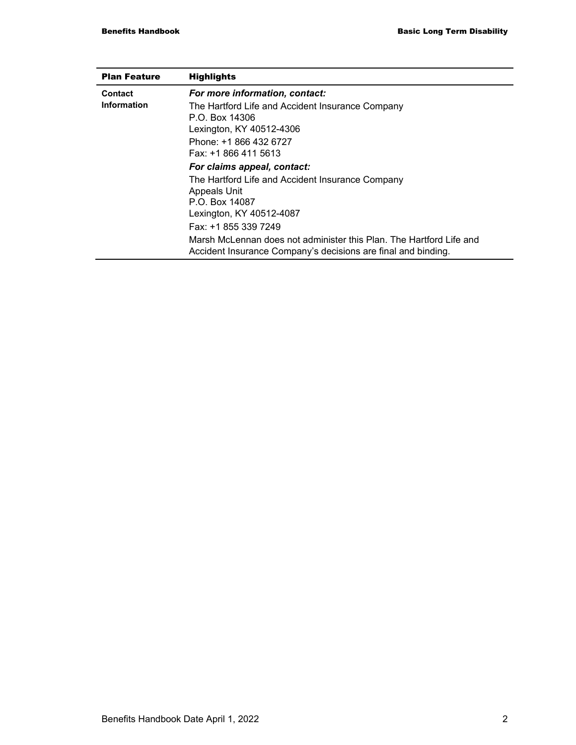| Plan Feature | Highlights |
|---|---|
| **Contact Information** | ***For more information, contact:***<br>The Hartford Life and Accident Insurance Company<br>P.O. Box 14306<br>Lexington, KY 40512-4306<br>Phone: +1 866 432 6727<br>Fax: +1 866 411 5613<br>***For claims appeal, contact:***<br>The Hartford Life and Accident Insurance Company<br>Appeals Unit<br>P.O. Box 14087<br>Lexington, KY 40512-4087<br>Fax: +1 855 339 7249<br>Marsh McLennan does not administer this Plan. The Hartford Life and Accident Insurance Company's decisions are final and binding. |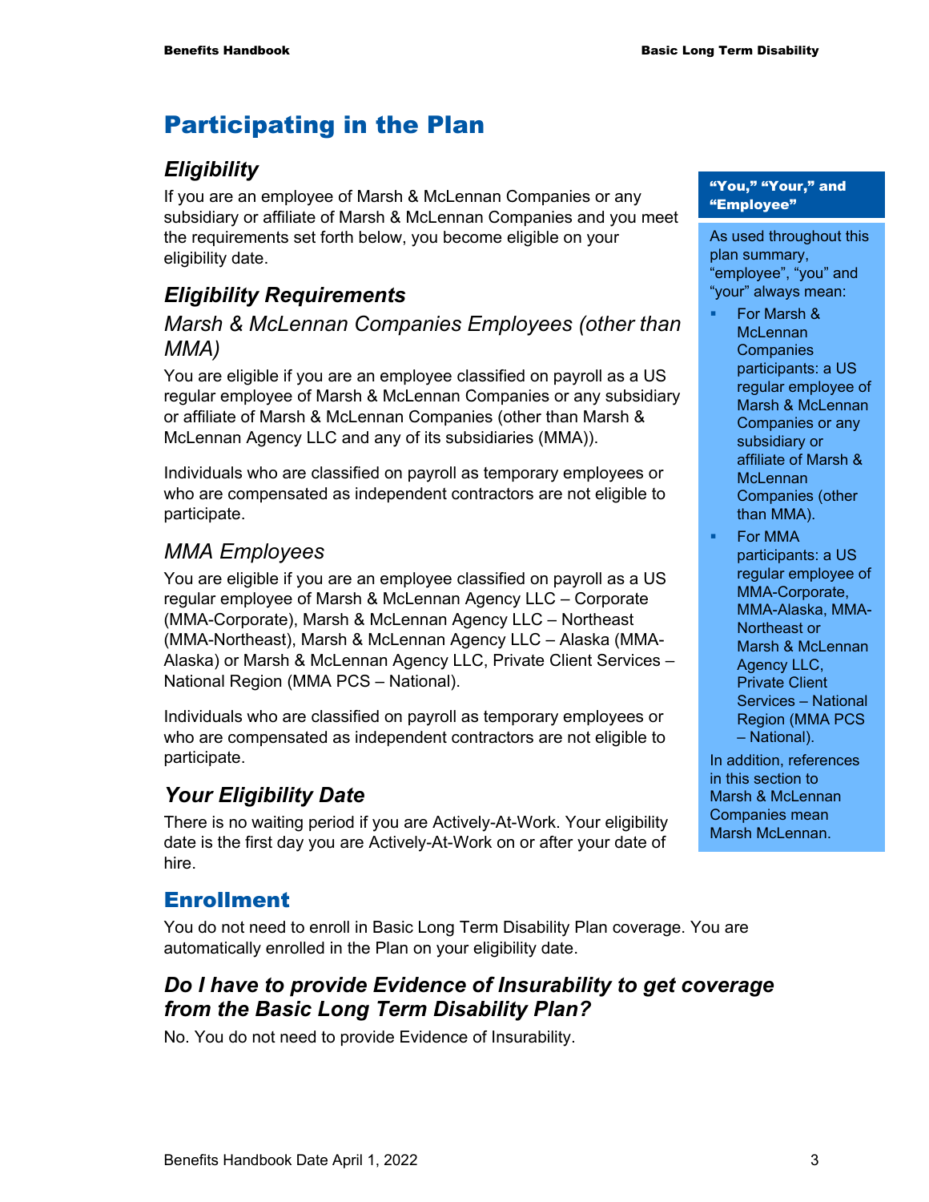# Participating in the Plan

## *Eligibility*

If you are an employee of Marsh & McLennan Companies or any subsidiary or affiliate of Marsh & McLennan Companies and you meet the requirements set forth below, you become eligible on your eligibility date.

> **"You," "Your," and "Employee"**
>
> As used throughout this plan summary, "employee", "you" and "your" always mean:
>
> - For Marsh & McLennan Companies participants: a US regular employee of Marsh & McLennan Companies or any subsidiary or affiliate of Marsh & McLennan Companies (other than MMA).
> - For MMA participants: a US regular employee of MMA-Corporate, MMA-Alaska, MMA-Northeast or Marsh & McLennan Agency LLC, Private Client Services – National Region (MMA PCS – National).
>
> In addition, references in this section to Marsh & McLennan Companies mean Marsh McLennan.

## *Eligibility Requirements*

### *Marsh & McLennan Companies Employees (other than MMA)*

You are eligible if you are an employee classified on payroll as a US regular employee of Marsh & McLennan Companies or any subsidiary or affiliate of Marsh & McLennan Companies (other than Marsh & McLennan Agency LLC and any of its subsidiaries (MMA)).

Individuals who are classified on payroll as temporary employees or who are compensated as independent contractors are not eligible to participate.

### *MMA Employees*

You are eligible if you are an employee classified on payroll as a US regular employee of Marsh & McLennan Agency LLC – Corporate (MMA-Corporate), Marsh & McLennan Agency LLC – Northeast (MMA-Northeast), Marsh & McLennan Agency LLC – Alaska (MMA-Alaska) or Marsh & McLennan Agency LLC, Private Client Services – National Region (MMA PCS – National).

Individuals who are classified on payroll as temporary employees or who are compensated as independent contractors are not eligible to participate.

## *Your Eligibility Date*

There is no waiting period if you are Actively-At-Work. Your eligibility date is the first day you are Actively-At-Work on or after your date of hire.

# Enrollment

You do not need to enroll in Basic Long Term Disability Plan coverage. You are automatically enrolled in the Plan on your eligibility date.

## *Do I have to provide Evidence of Insurability to get coverage from the Basic Long Term Disability Plan?*

No. You do not need to provide Evidence of Insurability.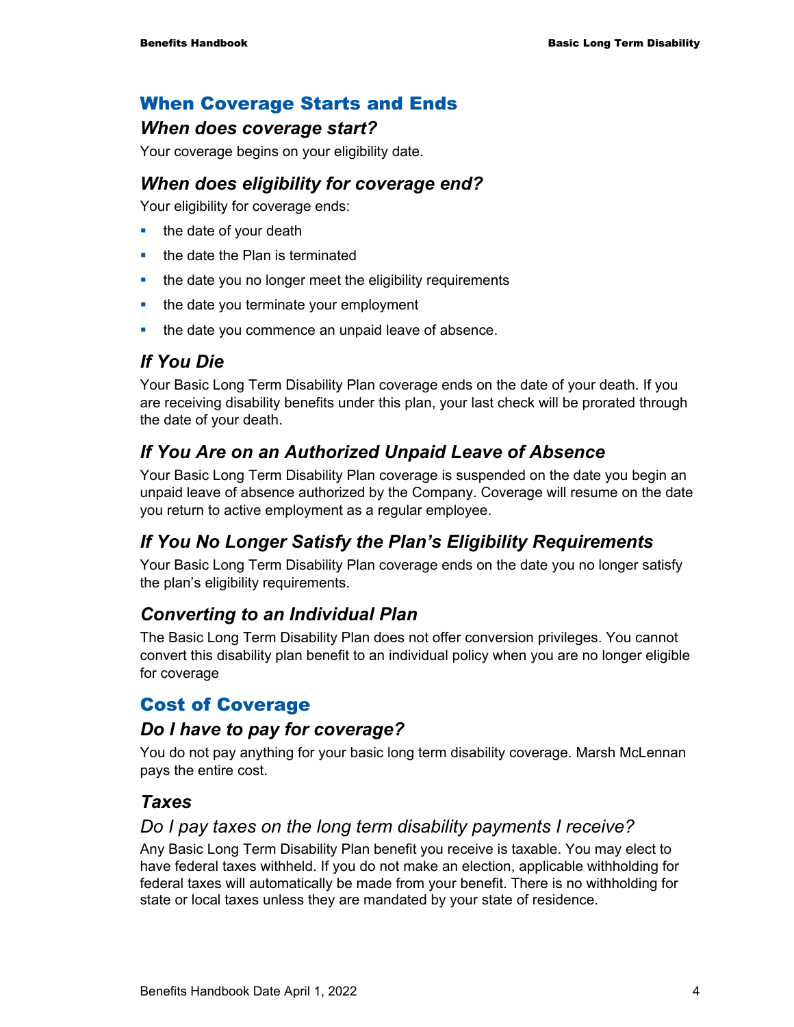## When Coverage Starts and Ends

### *When does coverage start?*

Your coverage begins on your eligibility date.

### *When does eligibility for coverage end?*

Your eligibility for coverage ends:

- the date of your death
- the date the Plan is terminated
- the date you no longer meet the eligibility requirements
- the date you terminate your employment
- the date you commence an unpaid leave of absence.

### *If You Die*

Your Basic Long Term Disability Plan coverage ends on the date of your death. If you are receiving disability benefits under this plan, your last check will be prorated through the date of your death.

### *If You Are on an Authorized Unpaid Leave of Absence*

Your Basic Long Term Disability Plan coverage is suspended on the date you begin an unpaid leave of absence authorized by the Company. Coverage will resume on the date you return to active employment as a regular employee.

### *If You No Longer Satisfy the Plan's Eligibility Requirements*

Your Basic Long Term Disability Plan coverage ends on the date you no longer satisfy the plan's eligibility requirements.

### *Converting to an Individual Plan*

The Basic Long Term Disability Plan does not offer conversion privileges. You cannot convert this disability plan benefit to an individual policy when you are no longer eligible for coverage

## Cost of Coverage

### *Do I have to pay for coverage?*

You do not pay anything for your basic long term disability coverage. Marsh McLennan pays the entire cost.

### *Taxes*

#### *Do I pay taxes on the long term disability payments I receive?*

Any Basic Long Term Disability Plan benefit you receive is taxable. You may elect to have federal taxes withheld. If you do not make an election, applicable withholding for federal taxes will automatically be made from your benefit. There is no withholding for state or local taxes unless they are mandated by your state of residence.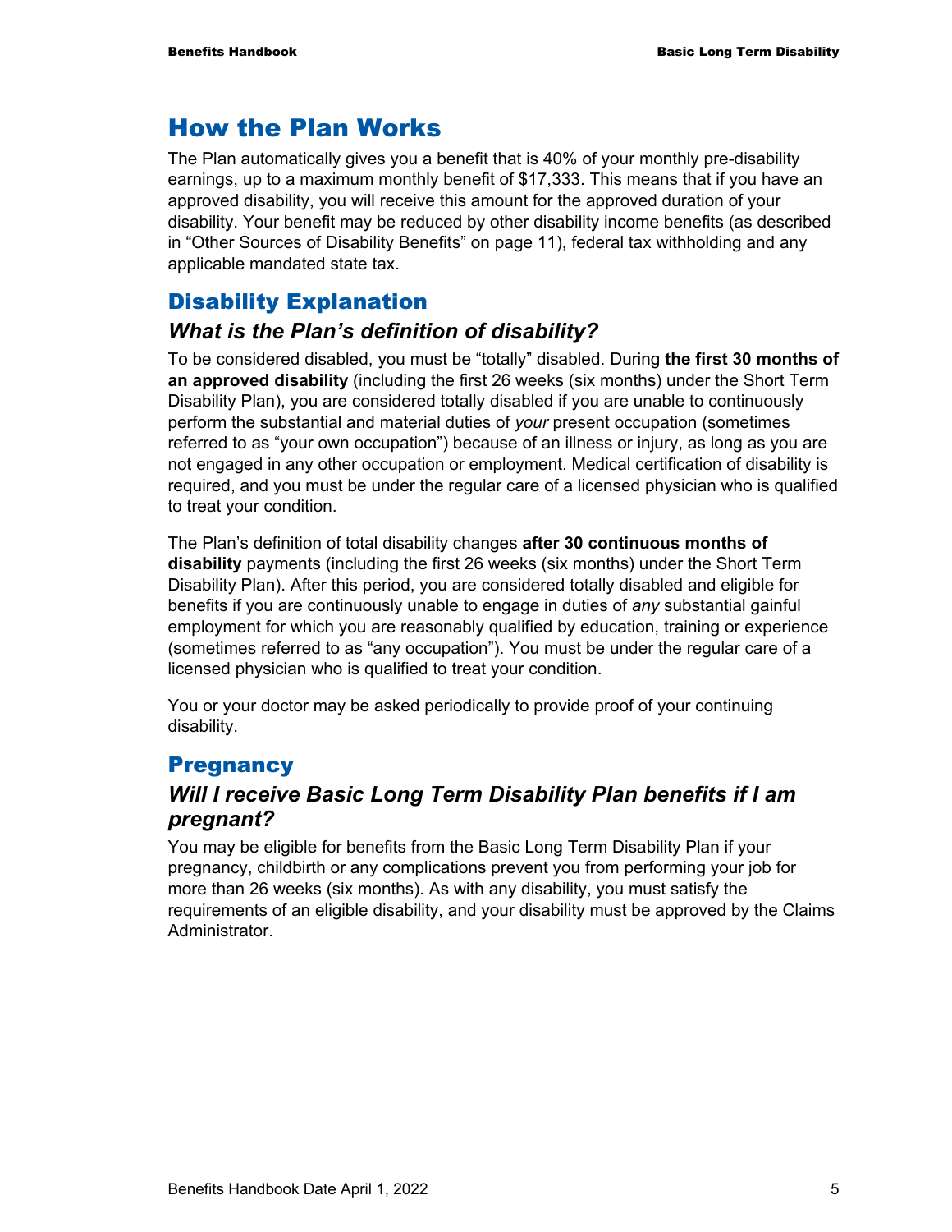# How the Plan Works

The Plan automatically gives you a benefit that is 40% of your monthly pre-disability earnings, up to a maximum monthly benefit of $17,333. This means that if you have an approved disability, you will receive this amount for the approved duration of your disability. Your benefit may be reduced by other disability income benefits (as described in "Other Sources of Disability Benefits" on page 11), federal tax withholding and any applicable mandated state tax.

## Disability Explanation

### *What is the Plan's definition of disability?*

To be considered disabled, you must be "totally" disabled. During **the first 30 months of an approved disability** (including the first 26 weeks (six months) under the Short Term Disability Plan), you are considered totally disabled if you are unable to continuously perform the substantial and material duties of *your* present occupation (sometimes referred to as "your own occupation") because of an illness or injury, as long as you are not engaged in any other occupation or employment. Medical certification of disability is required, and you must be under the regular care of a licensed physician who is qualified to treat your condition.

The Plan's definition of total disability changes **after 30 continuous months of disability** payments (including the first 26 weeks (six months) under the Short Term Disability Plan). After this period, you are considered totally disabled and eligible for benefits if you are continuously unable to engage in duties of *any* substantial gainful employment for which you are reasonably qualified by education, training or experience (sometimes referred to as "any occupation"). You must be under the regular care of a licensed physician who is qualified to treat your condition.

You or your doctor may be asked periodically to provide proof of your continuing disability.

## Pregnancy

### *Will I receive Basic Long Term Disability Plan benefits if I am pregnant?*

You may be eligible for benefits from the Basic Long Term Disability Plan if your pregnancy, childbirth or any complications prevent you from performing your job for more than 26 weeks (six months). As with any disability, you must satisfy the requirements of an eligible disability, and your disability must be approved by the Claims Administrator.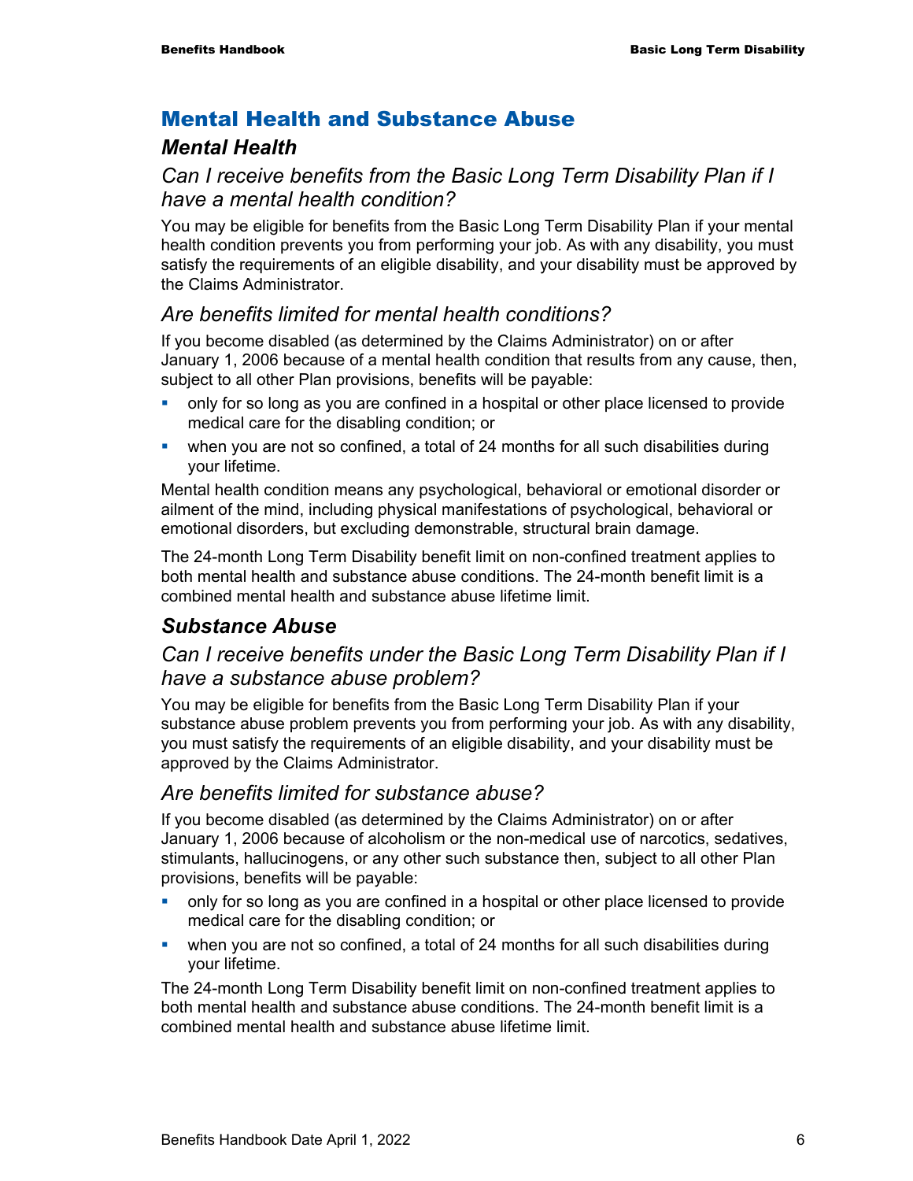## Mental Health and Substance Abuse

### *Mental Health*

#### *Can I receive benefits from the Basic Long Term Disability Plan if I have a mental health condition?*

You may be eligible for benefits from the Basic Long Term Disability Plan if your mental health condition prevents you from performing your job. As with any disability, you must satisfy the requirements of an eligible disability, and your disability must be approved by the Claims Administrator.

#### *Are benefits limited for mental health conditions?*

If you become disabled (as determined by the Claims Administrator) on or after January 1, 2006 because of a mental health condition that results from any cause, then, subject to all other Plan provisions, benefits will be payable:

- only for so long as you are confined in a hospital or other place licensed to provide medical care for the disabling condition; or
- when you are not so confined, a total of 24 months for all such disabilities during your lifetime.

Mental health condition means any psychological, behavioral or emotional disorder or ailment of the mind, including physical manifestations of psychological, behavioral or emotional disorders, but excluding demonstrable, structural brain damage.

The 24-month Long Term Disability benefit limit on non-confined treatment applies to both mental health and substance abuse conditions. The 24-month benefit limit is a combined mental health and substance abuse lifetime limit.

### *Substance Abuse*

#### *Can I receive benefits under the Basic Long Term Disability Plan if I have a substance abuse problem?*

You may be eligible for benefits from the Basic Long Term Disability Plan if your substance abuse problem prevents you from performing your job. As with any disability, you must satisfy the requirements of an eligible disability, and your disability must be approved by the Claims Administrator.

#### *Are benefits limited for substance abuse?*

If you become disabled (as determined by the Claims Administrator) on or after January 1, 2006 because of alcoholism or the non-medical use of narcotics, sedatives, stimulants, hallucinogens, or any other such substance then, subject to all other Plan provisions, benefits will be payable:

- only for so long as you are confined in a hospital or other place licensed to provide medical care for the disabling condition; or
- when you are not so confined, a total of 24 months for all such disabilities during your lifetime.

The 24-month Long Term Disability benefit limit on non-confined treatment applies to both mental health and substance abuse conditions. The 24-month benefit limit is a combined mental health and substance abuse lifetime limit.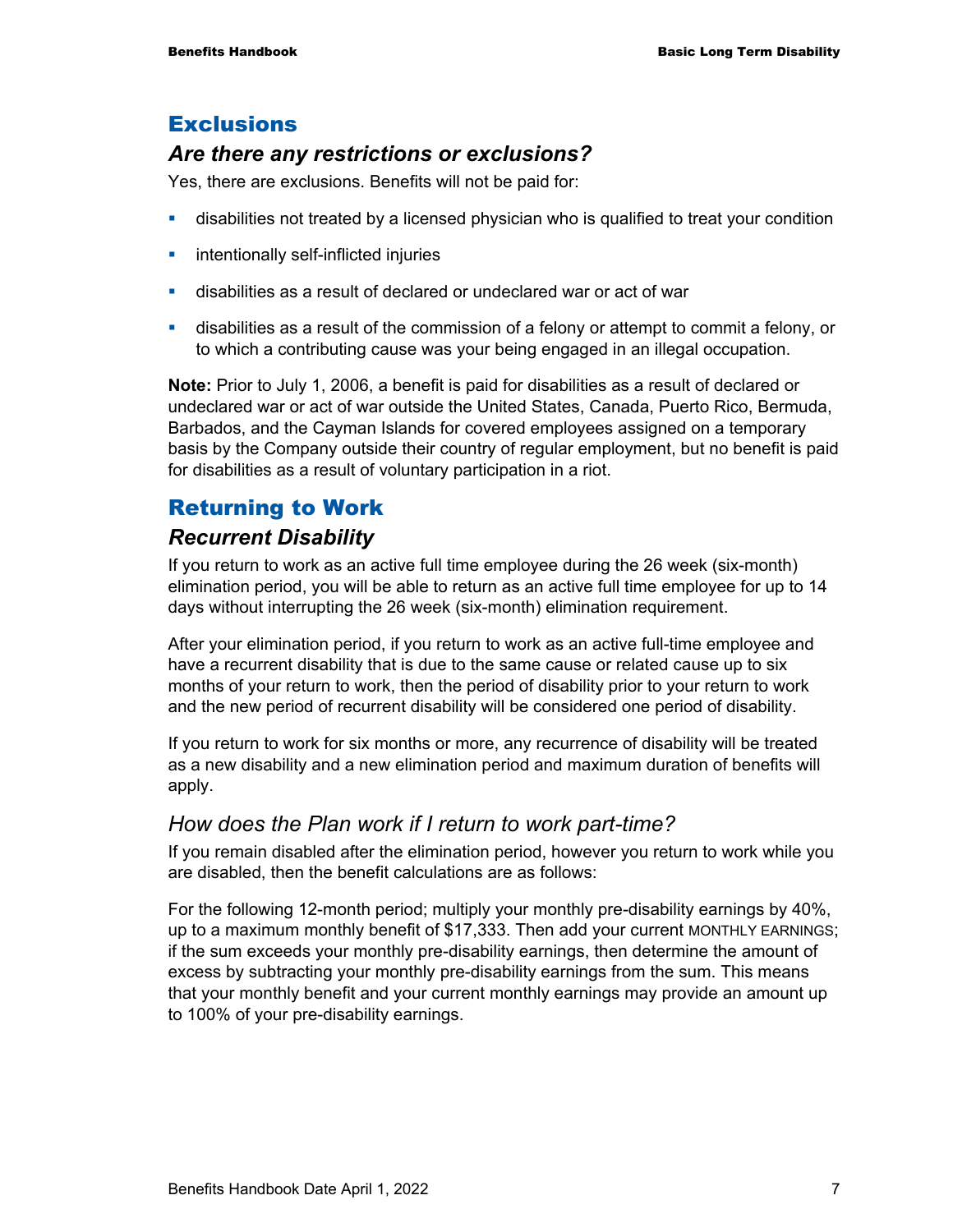## Exclusions

### *Are there any restrictions or exclusions?*

Yes, there are exclusions. Benefits will not be paid for:

- disabilities not treated by a licensed physician who is qualified to treat your condition
- intentionally self-inflicted injuries
- disabilities as a result of declared or undeclared war or act of war
- disabilities as a result of the commission of a felony or attempt to commit a felony, or to which a contributing cause was your being engaged in an illegal occupation.

**Note:** Prior to July 1, 2006, a benefit is paid for disabilities as a result of declared or undeclared war or act of war outside the United States, Canada, Puerto Rico, Bermuda, Barbados, and the Cayman Islands for covered employees assigned on a temporary basis by the Company outside their country of regular employment, but no benefit is paid for disabilities as a result of voluntary participation in a riot.

## Returning to Work

### *Recurrent Disability*

If you return to work as an active full time employee during the 26 week (six-month) elimination period, you will be able to return as an active full time employee for up to 14 days without interrupting the 26 week (six-month) elimination requirement.

After your elimination period, if you return to work as an active full-time employee and have a recurrent disability that is due to the same cause or related cause up to six months of your return to work, then the period of disability prior to your return to work and the new period of recurrent disability will be considered one period of disability.

If you return to work for six months or more, any recurrence of disability will be treated as a new disability and a new elimination period and maximum duration of benefits will apply.

### *How does the Plan work if I return to work part-time?*

If you remain disabled after the elimination period, however you return to work while you are disabled, then the benefit calculations are as follows:

For the following 12-month period; multiply your monthly pre-disability earnings by 40%, up to a maximum monthly benefit of $17,333. Then add your current MONTHLY EARNINGS; if the sum exceeds your monthly pre-disability earnings, then determine the amount of excess by subtracting your monthly pre-disability earnings from the sum. This means that your monthly benefit and your current monthly earnings may provide an amount up to 100% of your pre-disability earnings.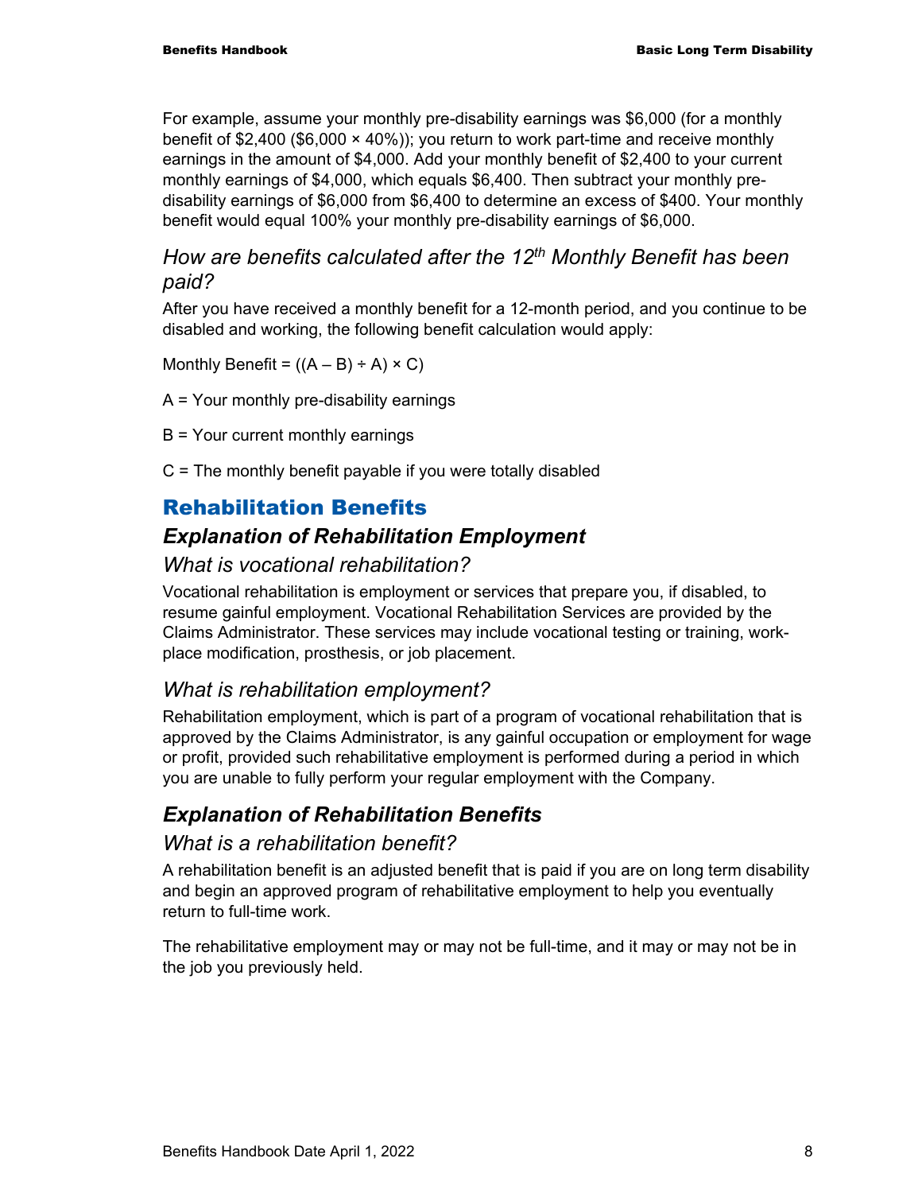For example, assume your monthly pre-disability earnings was $6,000 (for a monthly benefit of $2,400 ($6,000 × 40%)); you return to work part-time and receive monthly earnings in the amount of $4,000. Add your monthly benefit of $2,400 to your current monthly earnings of $4,000, which equals $6,400. Then subtract your monthly pre-disability earnings of $6,000 from $6,400 to determine an excess of $400. Your monthly benefit would equal 100% your monthly pre-disability earnings of $6,000.

### *How are benefits calculated after the 12th Monthly Benefit has been paid?*

After you have received a monthly benefit for a 12-month period, and you continue to be disabled and working, the following benefit calculation would apply:

Monthly Benefit = $((A – B) \div A) \times C)$

A = Your monthly pre-disability earnings

B = Your current monthly earnings

C = The monthly benefit payable if you were totally disabled

# Rehabilitation Benefits

## *Explanation of Rehabilitation Employment*

### *What is vocational rehabilitation?*

Vocational rehabilitation is employment or services that prepare you, if disabled, to resume gainful employment. Vocational Rehabilitation Services are provided by the Claims Administrator. These services may include vocational testing or training, work-place modification, prosthesis, or job placement.

### *What is rehabilitation employment?*

Rehabilitation employment, which is part of a program of vocational rehabilitation that is approved by the Claims Administrator, is any gainful occupation or employment for wage or profit, provided such rehabilitative employment is performed during a period in which you are unable to fully perform your regular employment with the Company.

## *Explanation of Rehabilitation Benefits*

### *What is a rehabilitation benefit?*

A rehabilitation benefit is an adjusted benefit that is paid if you are on long term disability and begin an approved program of rehabilitative employment to help you eventually return to full-time work.

The rehabilitative employment may or may not be full-time, and it may or may not be in the job you previously held.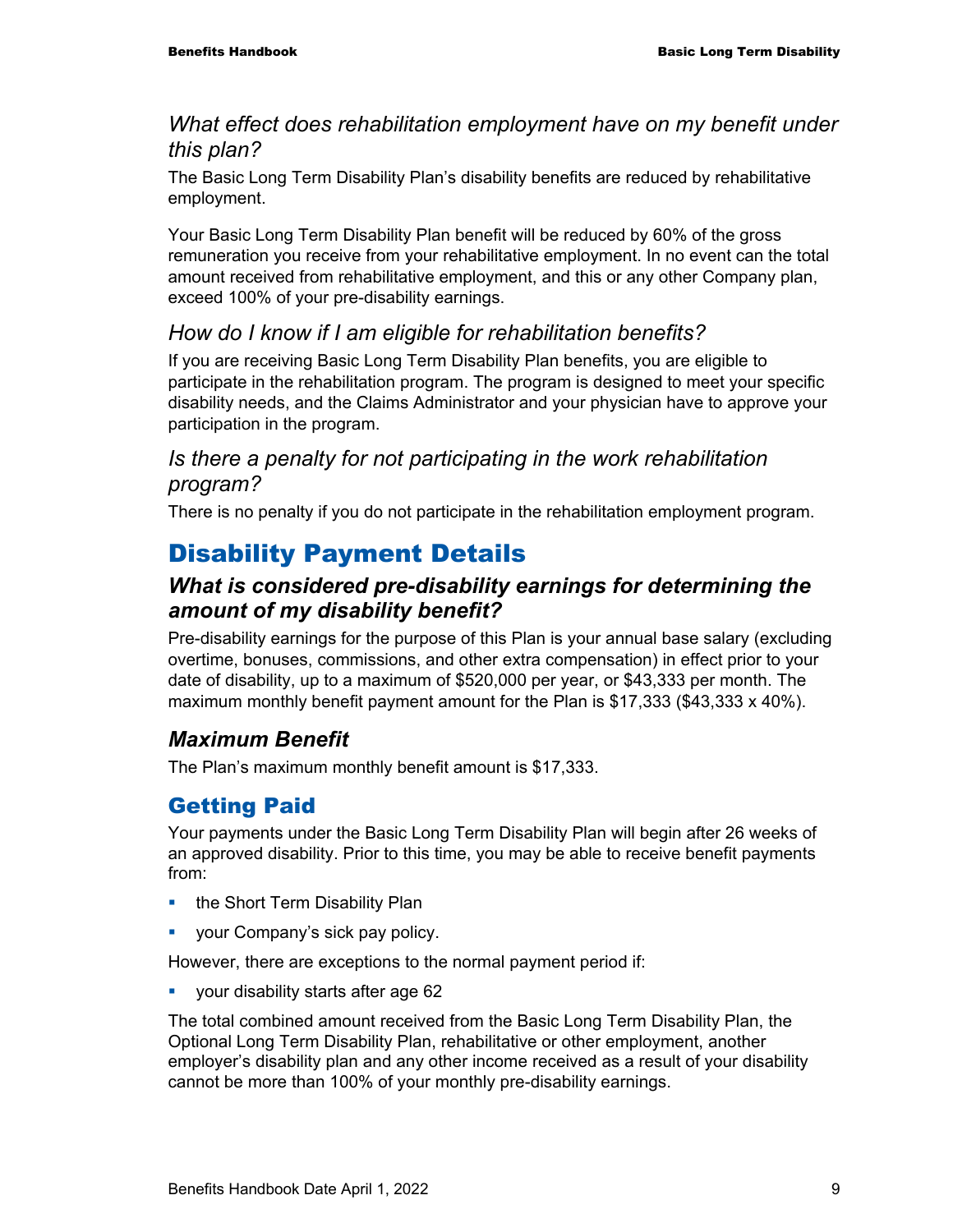### *What effect does rehabilitation employment have on my benefit under this plan?*

The Basic Long Term Disability Plan's disability benefits are reduced by rehabilitative employment.

Your Basic Long Term Disability Plan benefit will be reduced by 60% of the gross remuneration you receive from your rehabilitative employment. In no event can the total amount received from rehabilitative employment, and this or any other Company plan, exceed 100% of your pre-disability earnings.

### *How do I know if I am eligible for rehabilitation benefits?*

If you are receiving Basic Long Term Disability Plan benefits, you are eligible to participate in the rehabilitation program. The program is designed to meet your specific disability needs, and the Claims Administrator and your physician have to approve your participation in the program.

### *Is there a penalty for not participating in the work rehabilitation program?*

There is no penalty if you do not participate in the rehabilitation employment program.

# Disability Payment Details

### ***What is considered pre-disability earnings for determining the amount of my disability benefit?***

Pre-disability earnings for the purpose of this Plan is your annual base salary (excluding overtime, bonuses, commissions, and other extra compensation) in effect prior to your date of disability, up to a maximum of $520,000 per year, or $43,333 per month. The maximum monthly benefit payment amount for the Plan is $17,333 ($43,333 x 40%).

### ***Maximum Benefit***

The Plan's maximum monthly benefit amount is $17,333.

## Getting Paid

Your payments under the Basic Long Term Disability Plan will begin after 26 weeks of an approved disability. Prior to this time, you may be able to receive benefit payments from:

- the Short Term Disability Plan
- your Company's sick pay policy.

However, there are exceptions to the normal payment period if:

- your disability starts after age 62

The total combined amount received from the Basic Long Term Disability Plan, the Optional Long Term Disability Plan, rehabilitative or other employment, another employer's disability plan and any other income received as a result of your disability cannot be more than 100% of your monthly pre-disability earnings.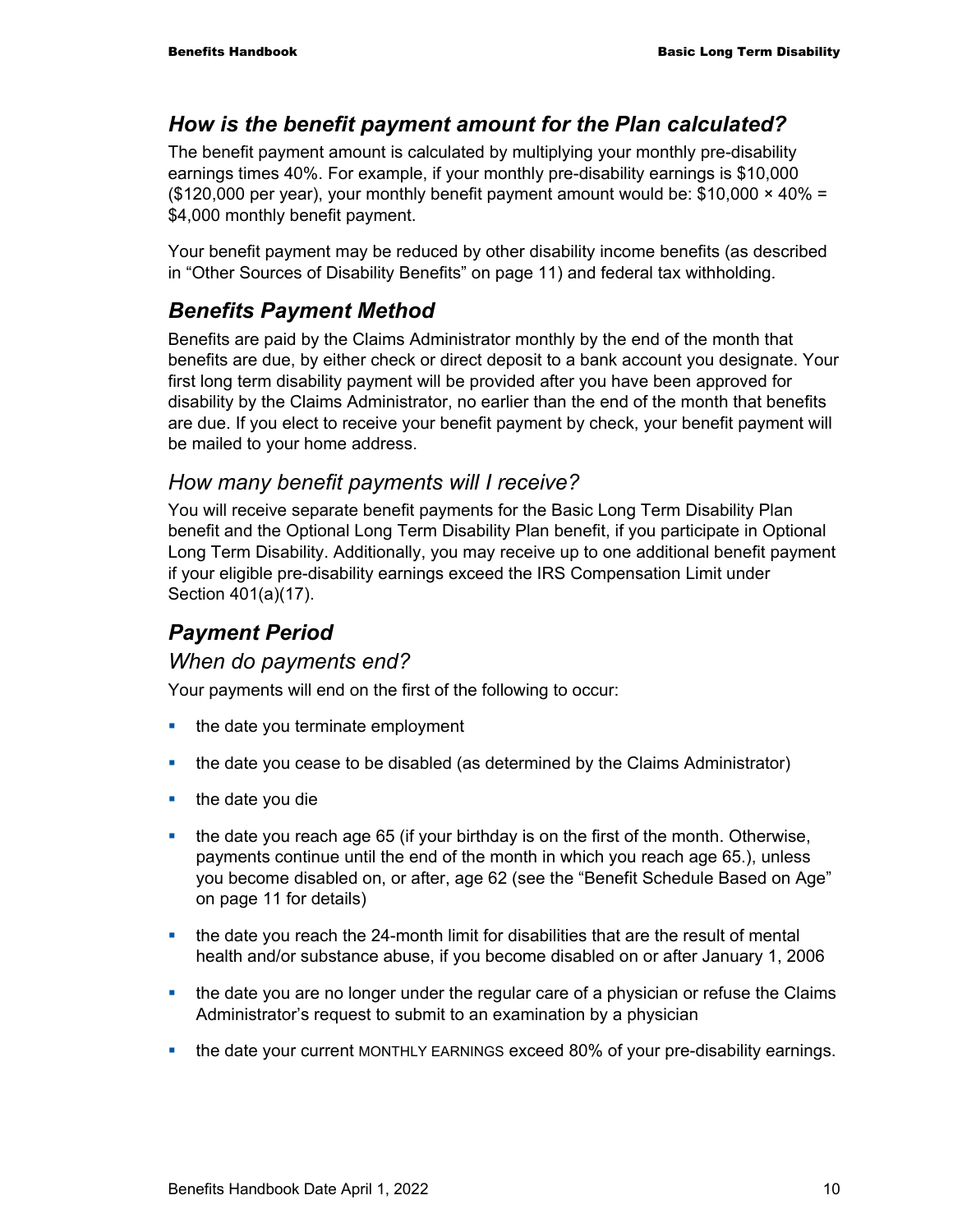## *How is the benefit payment amount for the Plan calculated?*

The benefit payment amount is calculated by multiplying your monthly pre-disability earnings times 40%. For example, if your monthly pre-disability earnings is $10,000 ($120,000 per year), your monthly benefit payment amount would be: $10,000 × 40% = $4,000 monthly benefit payment.

Your benefit payment may be reduced by other disability income benefits (as described in "Other Sources of Disability Benefits" on page 11) and federal tax withholding.

## *Benefits Payment Method*

Benefits are paid by the Claims Administrator monthly by the end of the month that benefits are due, by either check or direct deposit to a bank account you designate. Your first long term disability payment will be provided after you have been approved for disability by the Claims Administrator, no earlier than the end of the month that benefits are due. If you elect to receive your benefit payment by check, your benefit payment will be mailed to your home address.

### *How many benefit payments will I receive?*

You will receive separate benefit payments for the Basic Long Term Disability Plan benefit and the Optional Long Term Disability Plan benefit, if you participate in Optional Long Term Disability. Additionally, you may receive up to one additional benefit payment if your eligible pre-disability earnings exceed the IRS Compensation Limit under Section 401(a)(17).

## *Payment Period*

### *When do payments end?*

Your payments will end on the first of the following to occur:

- the date you terminate employment
- the date you cease to be disabled (as determined by the Claims Administrator)
- the date you die
- the date you reach age 65 (if your birthday is on the first of the month. Otherwise, payments continue until the end of the month in which you reach age 65.), unless you become disabled on, or after, age 62 (see the "Benefit Schedule Based on Age" on page 11 for details)
- the date you reach the 24-month limit for disabilities that are the result of mental health and/or substance abuse, if you become disabled on or after January 1, 2006
- the date you are no longer under the regular care of a physician or refuse the Claims Administrator's request to submit to an examination by a physician
- the date your current MONTHLY EARNINGS exceed 80% of your pre-disability earnings.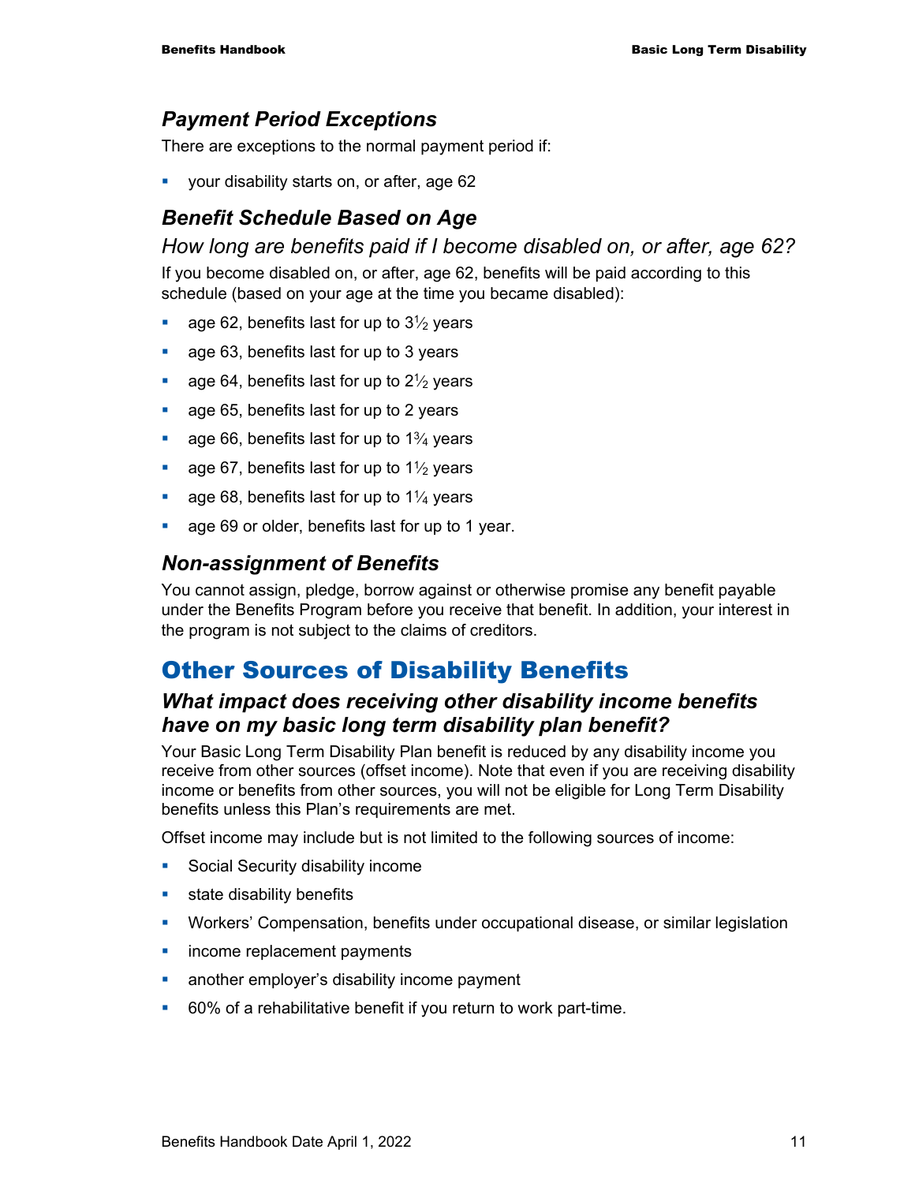### *Payment Period Exceptions*

There are exceptions to the normal payment period if:

- your disability starts on, or after, age 62

### *Benefit Schedule Based on Age*

#### *How long are benefits paid if I become disabled on, or after, age 62?*

If you become disabled on, or after, age 62, benefits will be paid according to this schedule (based on your age at the time you became disabled):

- age 62, benefits last for up to 3½ years
- age 63, benefits last for up to 3 years
- age 64, benefits last for up to 2½ years
- age 65, benefits last for up to 2 years
- age 66, benefits last for up to 1¾ years
- age 67, benefits last for up to 1½ years
- age 68, benefits last for up to 1¼ years
- age 69 or older, benefits last for up to 1 year.

### *Non-assignment of Benefits*

You cannot assign, pledge, borrow against or otherwise promise any benefit payable under the Benefits Program before you receive that benefit. In addition, your interest in the program is not subject to the claims of creditors.

## Other Sources of Disability Benefits

### *What impact does receiving other disability income benefits have on my basic long term disability plan benefit?*

Your Basic Long Term Disability Plan benefit is reduced by any disability income you receive from other sources (offset income). Note that even if you are receiving disability income or benefits from other sources, you will not be eligible for Long Term Disability benefits unless this Plan's requirements are met.

Offset income may include but is not limited to the following sources of income:

- Social Security disability income
- state disability benefits
- Workers' Compensation, benefits under occupational disease, or similar legislation
- income replacement payments
- another employer's disability income payment
- 60% of a rehabilitative benefit if you return to work part-time.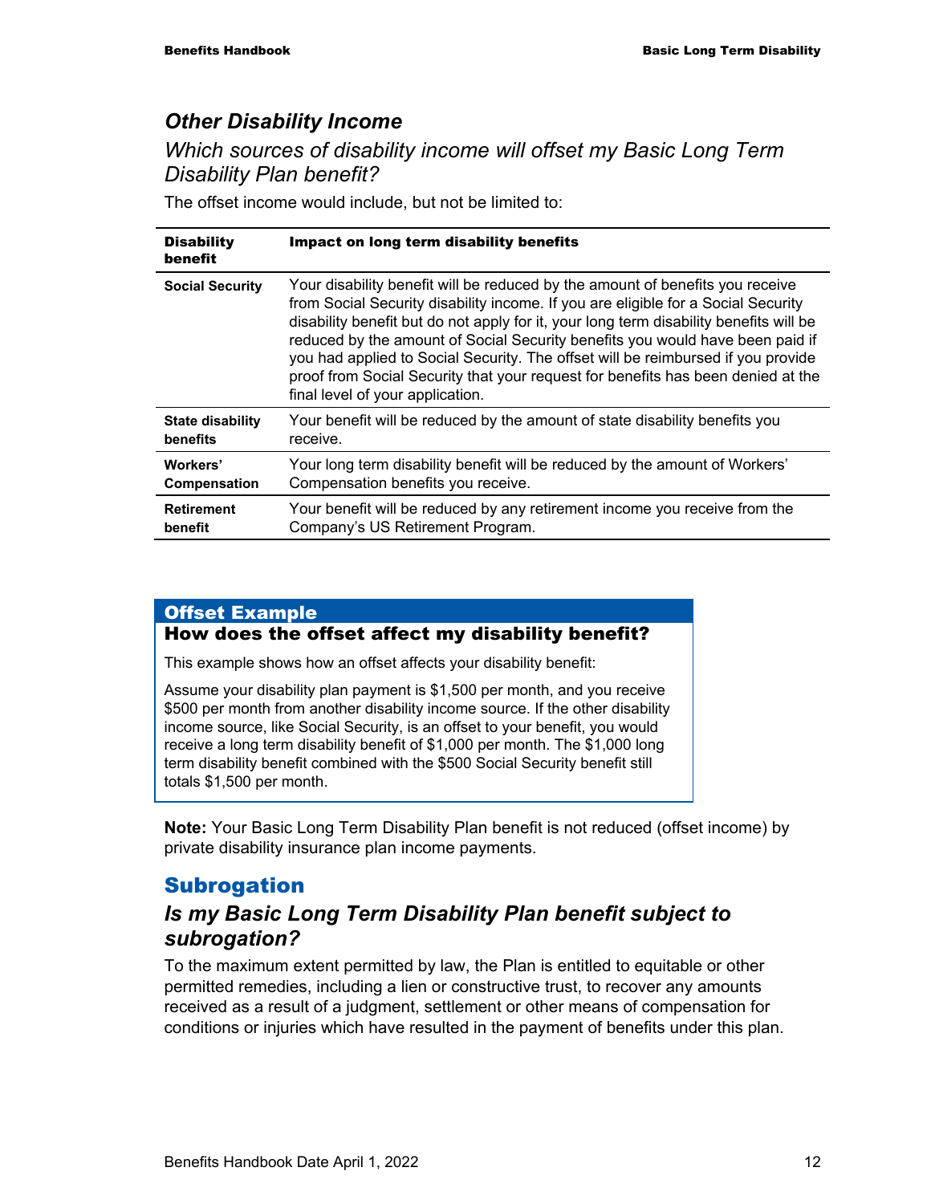## *Other Disability Income*

### *Which sources of disability income will offset my Basic Long Term Disability Plan benefit?*

The offset income would include, but not be limited to:

| Disability benefit | Impact on long term disability benefits |
|---|---|
| **Social Security** | Your disability benefit will be reduced by the amount of benefits you receive from Social Security disability income. If you are eligible for a Social Security disability benefit but do not apply for it, your long term disability benefits will be reduced by the amount of Social Security benefits you would have been paid if you had applied to Social Security. The offset will be reimbursed if you provide proof from Social Security that your request for benefits has been denied at the final level of your application. |
| **State disability benefits** | Your benefit will be reduced by the amount of state disability benefits you receive. |
| **Workers' Compensation** | Your long term disability benefit will be reduced by the amount of Workers' Compensation benefits you receive. |
| **Retirement benefit** | Your benefit will be reduced by any retirement income you receive from the Company's US Retirement Program. |

**Offset Example**

**How does the offset affect my disability benefit?**

This example shows how an offset affects your disability benefit:

Assume your disability plan payment is $1,500 per month, and you receive $500 per month from another disability income source. If the other disability income source, like Social Security, is an offset to your benefit, you would receive a long term disability benefit of $1,000 per month. The $1,000 long term disability benefit combined with the $500 Social Security benefit still totals $1,500 per month.

**Note:** Your Basic Long Term Disability Plan benefit is not reduced (offset income) by private disability insurance plan income payments.

## Subrogation

### ***Is my Basic Long Term Disability Plan benefit subject to subrogation?***

To the maximum extent permitted by law, the Plan is entitled to equitable or other permitted remedies, including a lien or constructive trust, to recover any amounts received as a result of a judgment, settlement or other means of compensation for conditions or injuries which have resulted in the payment of benefits under this plan.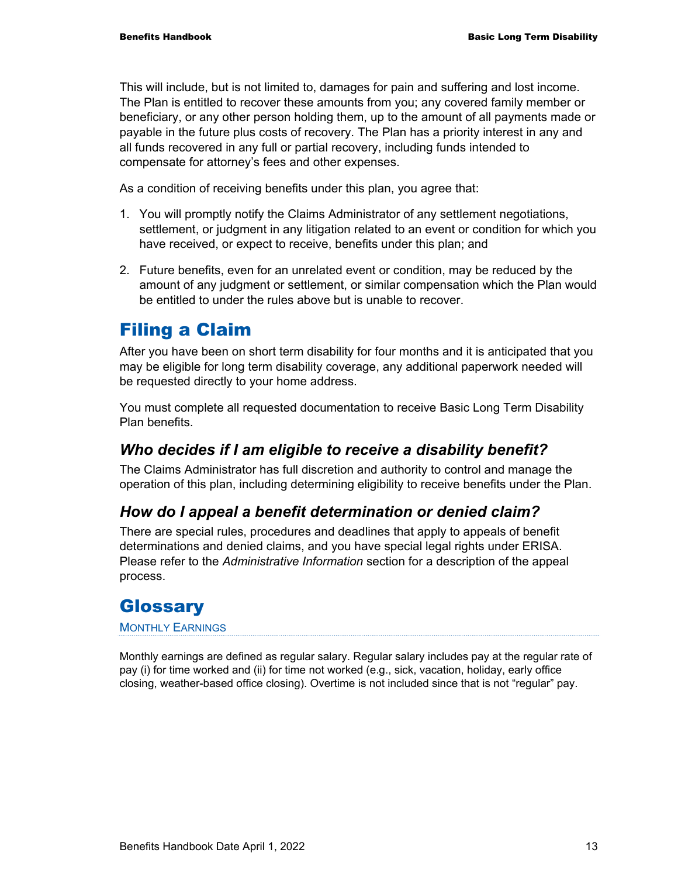This will include, but is not limited to, damages for pain and suffering and lost income. The Plan is entitled to recover these amounts from you; any covered family member or beneficiary, or any other person holding them, up to the amount of all payments made or payable in the future plus costs of recovery. The Plan has a priority interest in any and all funds recovered in any full or partial recovery, including funds intended to compensate for attorney's fees and other expenses.

As a condition of receiving benefits under this plan, you agree that:

1. You will promptly notify the Claims Administrator of any settlement negotiations, settlement, or judgment in any litigation related to an event or condition for which you have received, or expect to receive, benefits under this plan; and
2. Future benefits, even for an unrelated event or condition, may be reduced by the amount of any judgment or settlement, or similar compensation which the Plan would be entitled to under the rules above but is unable to recover.

# Filing a Claim

After you have been on short term disability for four months and it is anticipated that you may be eligible for long term disability coverage, any additional paperwork needed will be requested directly to your home address.

You must complete all requested documentation to receive Basic Long Term Disability Plan benefits.

## *Who decides if I am eligible to receive a disability benefit?*

The Claims Administrator has full discretion and authority to control and manage the operation of this plan, including determining eligibility to receive benefits under the Plan.

## *How do I appeal a benefit determination or denied claim?*

There are special rules, procedures and deadlines that apply to appeals of benefit determinations and denied claims, and you have special legal rights under ERISA. Please refer to the *Administrative Information* section for a description of the appeal process.

# Glossary

### Monthly Earnings

Monthly earnings are defined as regular salary. Regular salary includes pay at the regular rate of pay (i) for time worked and (ii) for time not worked (e.g., sick, vacation, holiday, early office closing, weather-based office closing). Overtime is not included since that is not "regular" pay.